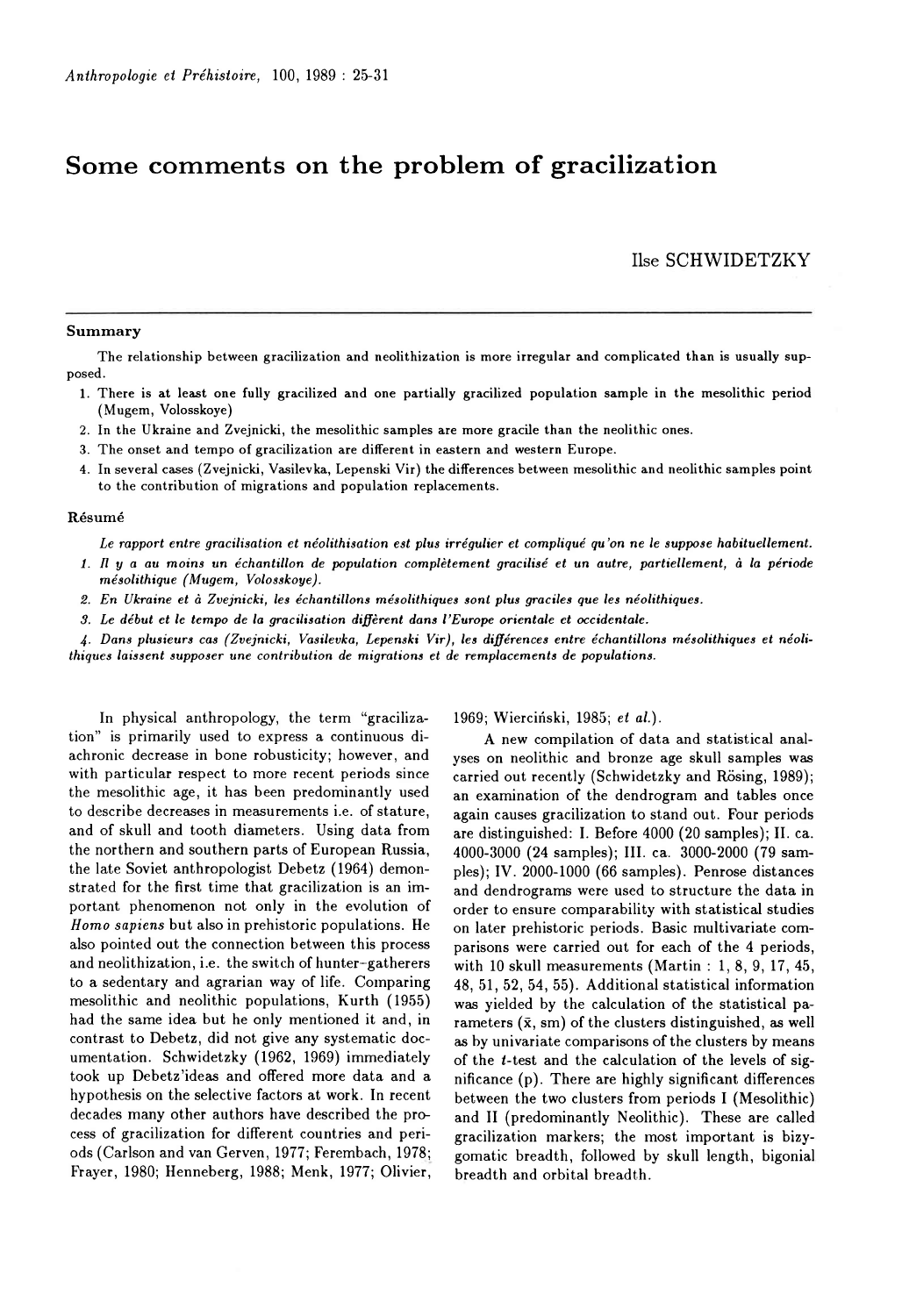# Some comments on the problem of gracilization

Ilse SCHWIDETZKY

## Summary

The relationship between gracilization and neolithization is more irregular and complicated than is usually supposed.

1. There is at least one fully gracilized and one partially gracilized population sample in the mesolithic period (Mugem, Volosskoye)
2. In the Ukraine and Zvejnicki, the mesolithic samples are more gracile than the neolithic ones.
3. The onset and tempo of gracilization are different in eastern and western Europe.
4. In several cases (Zvejnicki, Vasilevka, Lepenski Vir) the differences between mesolithic and neolithic samples point to the contribution of migrations and population replacements.

## Résumé

*Le rapport entre gracilisation et néolithisation est plus irrégulier et compliqué qu'on ne le suppose habituellement.*

1. *Il y a au moins un échantillon de population complètement gracilisé et un autre, partiellement, à la période mésolithique (Mugem, Volosskoye).*
2. *En Ukraine et à Zvejnicki, les échantillons mésolithiques sont plus graciles que les néolithiques.*
3. *Le début et le tempo de la gracilisation diffèrent dans l'Europe orientale et occidentale.*
4. *Dans plusieurs cas (Zvejnicki, Vasilevka, Lepenski Vir), les différences entre échantillons mésolithiques et néolithiques laissent supposer une contribution de migrations et de remplacements de populations.*

In physical anthropology, the term "gracilization" is primarily used to express a continuous diachronic decrease in bone robusticity; however, and with particular respect to more recent periods since the mesolithic age, it has been predominantly used to describe decreases in measurements i.e. of stature, and of skull and tooth diameters. Using data from the northern and southern parts of European Russia, the late Soviet anthropologist Debetz (1964) demonstrated for the first time that gracilization is an important phenomenon not only in the evolution of *Homo sapiens* but also in prehistoric populations. He also pointed out the connection between this process and neolithization, i.e. the switch of hunter-gatherers to a sedentary and agrarian way of life. Comparing mesolithic and neolithic populations, Kurth (1955) had the same idea but he only mentioned it and, in contrast to Debetz, did not give any systematic documentation. Schwidetzky (1962, 1969) immediately took up Debetz'ideas and offered more data and a hypothesis on the selective factors at work. In recent decades many other authors have described the process of gracilization for different countries and periods (Carlson and van Gerven, 1977; Ferembach, 1978; Frayer, 1980; Henneberg, 1988; Menk, 1977; Olivier, 1969; Wierciński, 1985; *et al.*).

A new compilation of data and statistical analyses on neolithic and bronze age skull samples was carried out recently (Schwidetzky and Rösing, 1989); an examination of the dendrogram and tables once again causes gracilization to stand out. Four periods are distinguished: I. Before 4000 (20 samples); II. ca. 4000-3000 (24 samples); III. ca. 3000-2000 (79 samples); IV. 2000-1000 (66 samples). Penrose distances and dendrograms were used to structure the data in order to ensure comparability with statistical studies on later prehistoric periods. Basic multivariate comparisons were carried out for each of the 4 periods, with 10 skull measurements (Martin : 1, 8, 9, 17, 45, 48, 51, 52, 54, 55). Additional statistical information was yielded by the calculation of the statistical parameters ($\bar{x}$, sm) of the clusters distinguished, as well as by univariate comparisons of the clusters by means of the $t$-test and the calculation of the levels of significance (p). There are highly significant differences between the two clusters from periods I (Mesolithic) and II (predominantly Neolithic). These are called gracilization markers; the most important is bizygomatic breadth, followed by skull length, bigonial breadth and orbital breadth.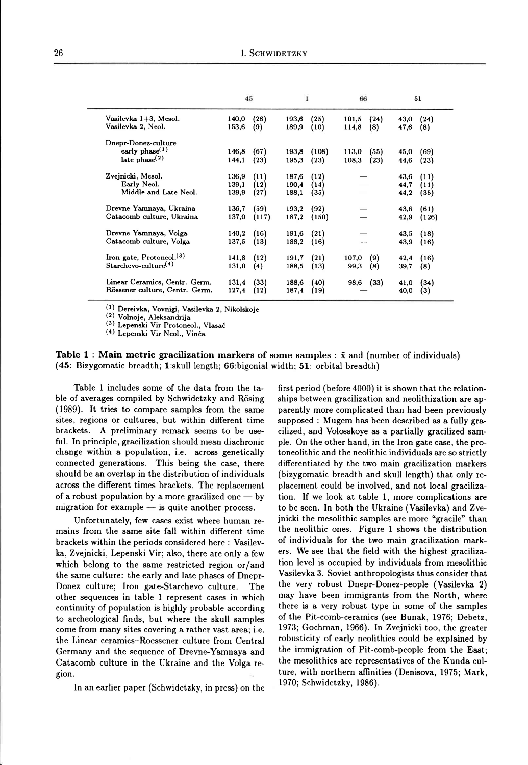| | 45 | | 1 | | 66 | | 51 | |
|---|---|---|---|---|---|---|---|---|
| Vasilevka 1+3, Mesol. | 140,0 | (26) | 193,6 | (25) | 101,5 | (24) | 43,0 | (24) |
| Vasilevka 2, Neol. | 153,6 | (9) | 189,9 | (10) | 114,8 | (8) | 47,6 | (8) |
| Dnepr-Donez-culture | | | | | | | | |
| early phase[1] | 146,8 | (67) | 193,8 | (108) | 113,0 | (55) | 45,0 | (69) |
| late phase[2] | 144,1 | (23) | 195,3 | (23) | 108,3 | (23) | 44,6 | (23) |
| Zvejnicki, Mesol. | 136,9 | (11) | 187,6 | (12) | — | | 43,6 | (11) |
| Early Neol. | 139,1 | (12) | 190,4 | (14) | — | | 44,7 | (11) |
| Middle and Late Neol. | 139,9 | (27) | 188,1 | (35) | — | | 44,2 | (35) |
| Drevne Yamnaya, Ukraina | 136,7 | (59) | 193,2 | (92) | — | | 43,6 | (61) |
| Catacomb culture, Ukraina | 137,0 | (117) | 187,2 | (150) | — | | 42,9 | (126) |
| Drevne Yamnaya, Volga | 140,2 | (16) | 191,6 | (21) | — | | 43,5 | (18) |
| Catacomb culture, Volga | 137,5 | (13) | 188,2 | (16) | — | | 43,9 | (16) |
| Iron gate, Protoneol.[3] | 141,8 | (12) | 191,7 | (21) | 107,0 | (9) | 42,4 | (16) |
| Starchevo-culture[4] | 131,0 | (4) | 188,5 | (13) | 99,3 | (8) | 39,7 | (8) |
| Linear Ceramics, Centr. Germ. | 131,4 | (33) | 188,6 | (40) | 98,6 | (33) | 41,0 | (34) |
| Rössener culture, Centr. Germ. | 127,4 | (12) | 187,4 | (19) | — | | 40,0 | (3) |

[1] Dereivka, Vovnigi, Vasilevka 2, Nikolskoje
[2] Volnoje, Aleksandrija
[3] Lepenski Vir Protoneol., Vlasač
[4] Lepenski Vir Neol., Vinča

**Table 1 : Main metric gracilization markers of some samples** : $\bar{x}$ and (number of individuals) (**45**: Bizygomatic breadth; **1**:skull length; **66**:bigonial width; **51**: orbital breadth)

Table 1 includes some of the data from the table of averages compiled by Schwidetzky and Rösing (1989). It tries to compare samples from the same sites, regions or cultures, but within different time brackets. A preliminary remark seems to be useful. In principle, gracilization should mean diachronic change within a population, i.e. across genetically connected generations. This being the case, there should be an overlap in the distribution of individuals across the different times brackets. The replacement of a robust population by a more gracilized one — by migration for example — is quite another process.

Unfortunately, few cases exist where human remains from the same site fall within different time brackets within the periods considered here : Vasilevka, Zvejnicki, Lepenski Vir; also, there are only a few which belong to the same restricted region or/and the same culture: the early and late phases of Dnepr-Donez culture; Iron gate-Starchevo culture. The other sequences in table 1 represent cases in which continuity of population is highly probable according to archeological finds, but where the skull samples come from many sites covering a rather vast area; i.e. the Linear ceramics–Roessener culture from Central Germany and the sequence of Drevne-Yamnaya and Catacomb culture in the Ukraine and the Volga region.

In an earlier paper (Schwidetzky, in press) on the first period (before 4000) it is shown that the relationships between gracilization and neolithization are apparently more complicated than had been previously supposed : Mugem has been described as a fully gracilized, and Volosskoye as a partially gracilized sample. On the other hand, in the Iron gate case, the protoneolithic and the neolithic individuals are so strictly differentiated by the two main gracilization markers (bizygomatic breadth and skull length) that only replacement could be involved, and not local gracilization. If we look at table 1, more complications are to be seen. In both the Ukraine (Vasilevka) and Zvejnicki the mesolithic samples are more "gracile" than the neolithic ones. Figure 1 shows the distribution of individuals for the two main gracilization markers. We see that the field with the highest gracilization level is occupied by individuals from mesolithic Vasilevka 3. Soviet anthropologists thus consider that the very robust Dnepr-Donez-people (Vasilevka 2) may have been immigrants from the North, where there is a very robust type in some of the samples of the Pit-comb-ceramics (see Bunak, 1976; Debetz, 1973; Gochman, 1966). In Zvejnicki too, the greater robusticity of early neolithics could be explained by the immigration of Pit-comb-people from the East; the mesolithics are representatives of the Kunda culture, with northern affinities (Denisova, 1975; Mark, 1970; Schwidetzky, 1986).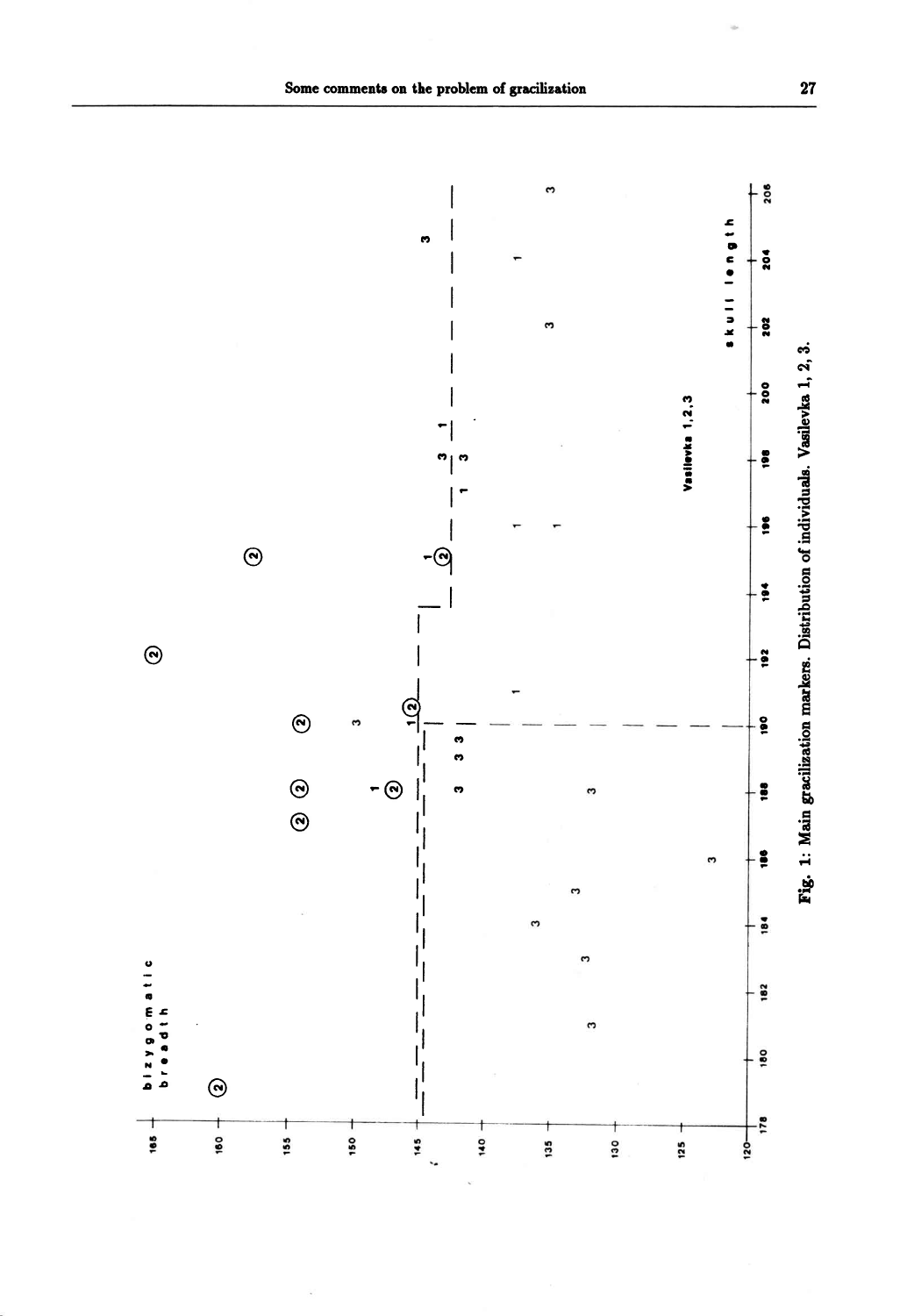Fig. 1: Main gracilization markers. Distribution of individuals. Vasilevka 1, 2, 3.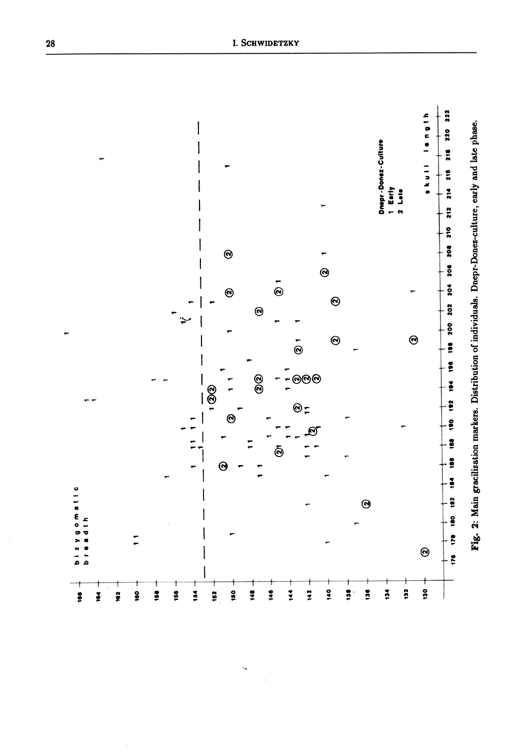Fig. 2: Main gracilization markers. Distribution of individuals. Dnepr-Donez-culture, early and late phase.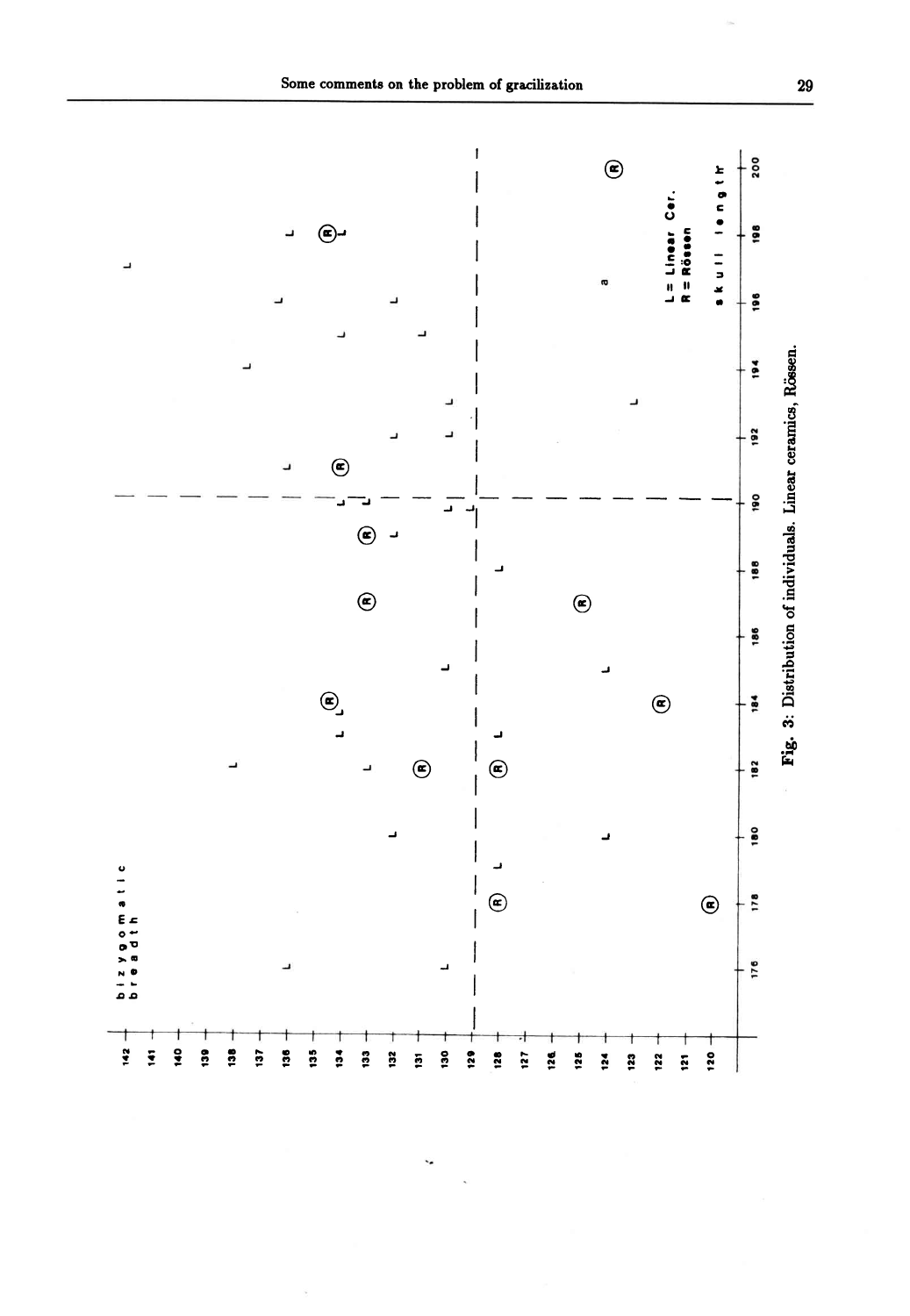Fig. 3: Distribution of individuals. Linear ceramics, Rössen.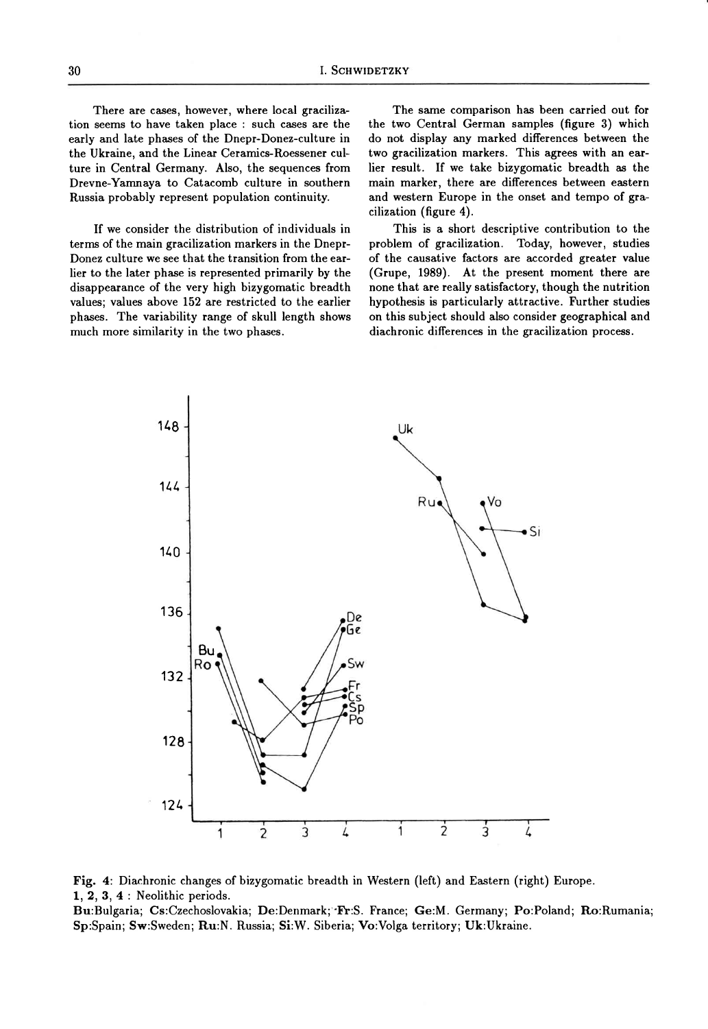There are cases, however, where local gracilization seems to have taken place : such cases are the early and late phases of the Dnepr-Donez-culture in the Ukraine, and the Linear Ceramics-Roessener culture in Central Germany. Also, the sequences from Drevne-Yamnaya to Catacomb culture in southern Russia probably represent population continuity.

If we consider the distribution of individuals in terms of the main gracilization markers in the Dnepr-Donez culture we see that the transition from the earlier to the later phase is represented primarily by the disappearance of the very high bizygomatic breadth values; values above 152 are restricted to the earlier phases. The variability range of skull length shows much more similarity in the two phases.

The same comparison has been carried out for the two Central German samples (figure 3) which do not display any marked differences between the two gracilization markers. This agrees with an earlier result. If we take bizygomatic breadth as the main marker, there are differences between eastern and western Europe in the onset and tempo of gracilization (figure 4).

This is a short descriptive contribution to the problem of gracilization. Today, however, studies of the causative factors are accorded greater value (Grupe, 1989). At the present moment there are none that are really satisfactory, though the nutrition hypothesis is particularly attractive. Further studies on this subject should also consider geographical and diachronic differences in the gracilization process.

**Fig. 4**: Diachronic changes of bizygomatic breadth in Western (left) and Eastern (right) Europe.
**1, 2, 3, 4** : Neolithic periods.
**Bu**:Bulgaria; **Cs**:Czechoslovakia; **De**:Denmark; **Fr**:S. France; **Ge**:M. Germany; **Po**:Poland; **Ro**:Rumania; **Sp**:Spain; **Sw**:Sweden; **Ru**:N. Russia; **Si**:W. Siberia; **Vo**:Volga territory; **Uk**:Ukraine.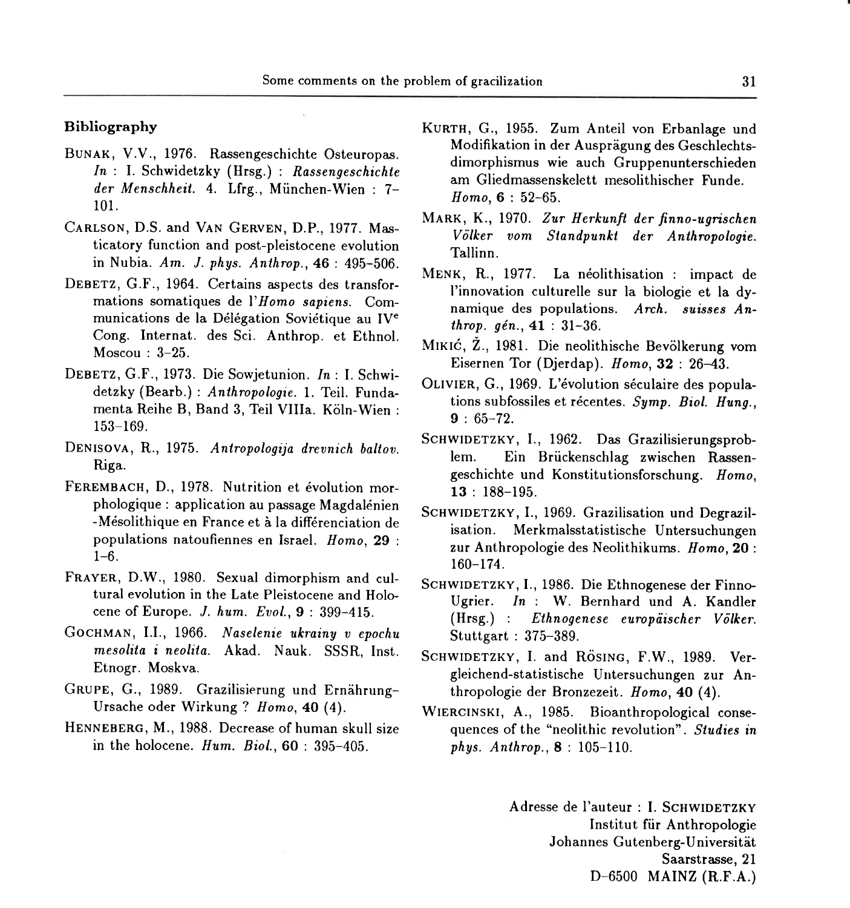## Bibliography

BUNAK, V.V., 1976. Rassengeschichte Osteuropas. *In* : I. Schwidetzky (Hrsg.) : *Rassengeschichte der Menschheit.* 4. Lfrg., München-Wien : 7-101.

CARLSON, D.S. and VAN GERVEN, D.P., 1977. Masticatory function and post-pleistocene evolution in Nubia. *Am. J. phys. Anthrop.*, **46** : 495-506.

DEBETZ, G.F., 1964. Certains aspects des transformations somatiques de l'*Homo sapiens*. Communications de la Délégation Soviétique au IV[e] Cong. Internat. des Sci. Anthrop. et Ethnol. Moscou : 3-25.

DEBETZ, G.F., 1973. Die Sowjetunion. *In* : I. Schwidetzky (Bearb.) : *Anthropologie.* 1. Teil. Fundamenta Reihe B, Band 3, Teil VIIIa. Köln-Wien : 153-169.

DENISOVA, R., 1975. *Antropologija drevnich baltov.* Riga.

FEREMBACH, D., 1978. Nutrition et évolution morphologique : application au passage Magdalénien -Mésolithique en France et à la différenciation de populations natoufiennes en Israel. *Homo*, **29** : 1-6.

FRAYER, D.W., 1980. Sexual dimorphism and cultural evolution in the Late Pleistocene and Holocene of Europe. *J. hum. Evol.*, **9** : 399-415.

GOCHMAN, I.I., 1966. *Naselenie ukrainy v epochu mesolita i neolita.* Akad. Nauk. SSSR, Inst. Etnogr. Moskva.

GRUPE, G., 1989. Grazilisierung und Ernährung-Ursache oder Wirkung ? *Homo*, **40** (4).

HENNEBERG, M., 1988. Decrease of human skull size in the holocene. *Hum. Biol.*, **60** : 395-405.

KURTH, G., 1955. Zum Anteil von Erbanlage und Modifikation in der Ausprägung des Geschlechtsdimorphismus wie auch Gruppenunterschieden am Gliedmassenskelett mesolithischer Funde. *Homo*, **6** : 52-65.

MARK, K., 1970. *Zur Herkunft der finno-ugrischen Völker vom Standpunkt der Anthropologie.* Tallinn.

MENK, R., 1977. La néolithisation : impact de l'innovation culturelle sur la biologie et la dynamique des populations. *Arch. suisses Anthrop. gén.*, **41** : 31-36.

MIKIĆ, Ž., 1981. Die neolithische Bevölkerung vom Eisernen Tor (Djerdap). *Homo*, **32** : 26-43.

OLIVIER, G., 1969. L'évolution séculaire des populations subfossiles et récentes. *Symp. Biol. Hung.*, **9** : 65-72.

SCHWIDETZKY, I., 1962. Das Grazilisierungsproblem. Ein Brückenschlag zwischen Rassengeschichte und Konstitutionsforschung. *Homo*, **13** : 188-195.

SCHWIDETZKY, I., 1969. Grazilisation und Degrazilisation. Merkmalsstatistische Untersuchungen zur Anthropologie des Neolithikums. *Homo*, **20** : 160-174.

SCHWIDETZKY, I., 1986. Die Ethnogenese der Finno-Ugrier. *In* : W. Bernhard und A. Kandler (Hrsg.) : *Ethnogenese europäischer Völker.* Stuttgart : 375-389.

SCHWIDETZKY, I. and RÖSING, F.W., 1989. Vergleichend-statistische Untersuchungen zur Anthropologie der Bronzezeit. *Homo*, **40** (4).

WIERCINSKI, A., 1985. Bioanthropological consequences of the "neolithic revolution". *Studies in phys. Anthrop.*, **8** : 105-110.

Adresse de l'auteur : I. SCHWIDETZKY
Institut für Anthropologie
Johannes Gutenberg-Universität
Saarstrasse, 21
D-6500 MAINZ (R.F.A.)